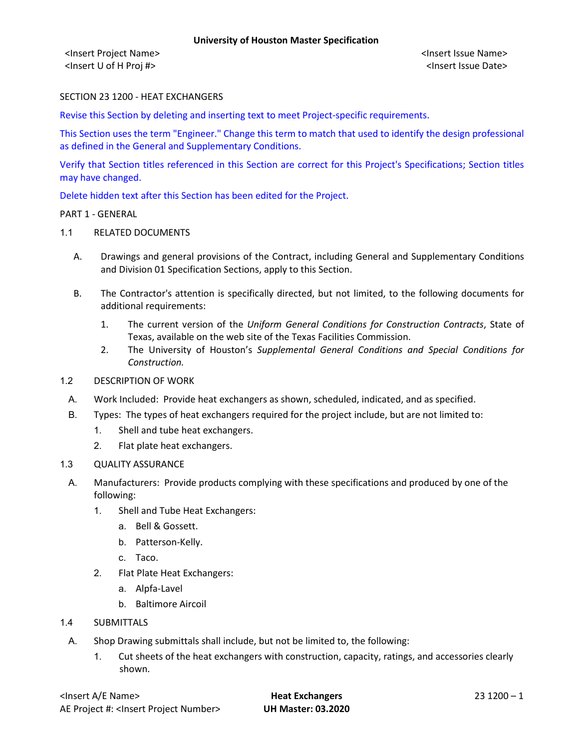**University of Houston Master Specification**

<Insert Project Name>
<Insert U of H Proj #>

<Insert Issue Name>
<Insert Issue Date>

SECTION 23 1200 - HEAT EXCHANGERS

Revise this Section by deleting and inserting text to meet Project-specific requirements.

This Section uses the term "Engineer." Change this term to match that used to identify the design professional as defined in the General and Supplementary Conditions.

Verify that Section titles referenced in this Section are correct for this Project's Specifications; Section titles may have changed.

Delete hidden text after this Section has been edited for the Project.

PART 1 - GENERAL

1.1 RELATED DOCUMENTS

A. Drawings and general provisions of the Contract, including General and Supplementary Conditions and Division 01 Specification Sections, apply to this Section.

B. The Contractor's attention is specifically directed, but not limited, to the following documents for additional requirements:

1. The current version of the *Uniform General Conditions for Construction Contracts*, State of Texas, available on the web site of the Texas Facilities Commission.
2. The University of Houston's *Supplemental General Conditions and Special Conditions for Construction.*

1.2 DESCRIPTION OF WORK

A. Work Included: Provide heat exchangers as shown, scheduled, indicated, and as specified.

B. Types: The types of heat exchangers required for the project include, but are not limited to:

1. Shell and tube heat exchangers.
2. Flat plate heat exchangers.

1.3 QUALITY ASSURANCE

A. Manufacturers: Provide products complying with these specifications and produced by one of the following:

1. Shell and Tube Heat Exchangers:
   a. Bell & Gossett.
   b. Patterson-Kelly.
   c. Taco.
2. Flat Plate Heat Exchangers:
   a. Alpfa-Lavel
   b. Baltimore Aircoil

1.4 SUBMITTALS

A. Shop Drawing submittals shall include, but not be limited to, the following:

1. Cut sheets of the heat exchangers with construction, capacity, ratings, and accessories clearly shown.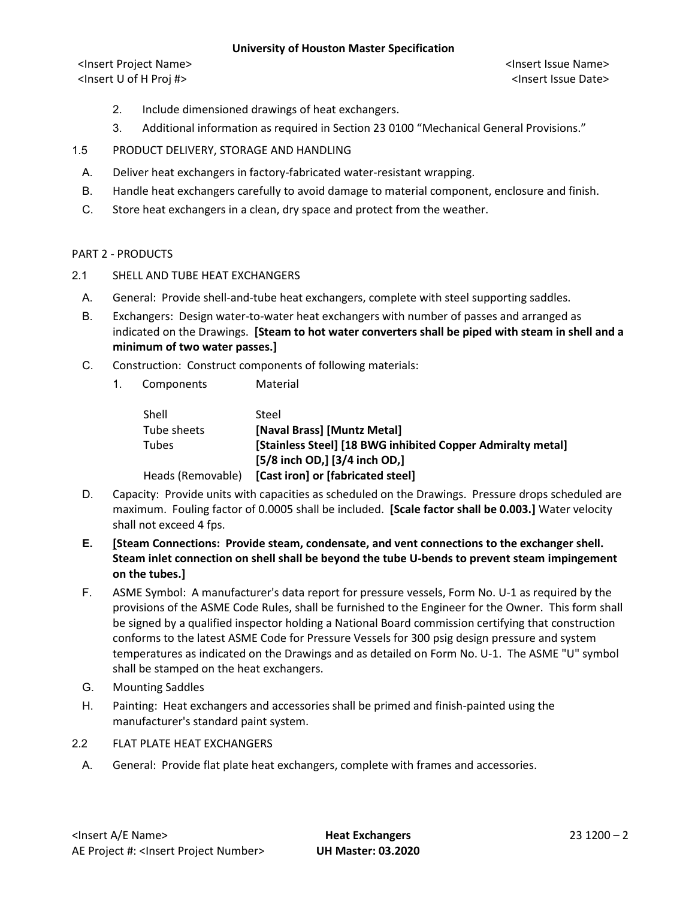2. Include dimensioned drawings of heat exchangers.
3. Additional information as required in Section 23 0100 "Mechanical General Provisions."

1.5 PRODUCT DELIVERY, STORAGE AND HANDLING

A. Deliver heat exchangers in factory-fabricated water-resistant wrapping.

B. Handle heat exchangers carefully to avoid damage to material component, enclosure and finish.

C. Store heat exchangers in a clean, dry space and protect from the weather.

## PART 2 - PRODUCTS

2.1 SHELL AND TUBE HEAT EXCHANGERS

A. General: Provide shell-and-tube heat exchangers, complete with steel supporting saddles.

B. Exchangers: Design water-to-water heat exchangers with number of passes and arranged as indicated on the Drawings. **[Steam to hot water converters shall be piped with steam in shell and a minimum of two water passes.]**

C. Construction: Construct components of following materials:

1. Components / Material

| Components | Material |
|---|---|
| Shell | Steel |
| Tube sheets | **[Naval Brass] [Muntz Metal]** |
| Tubes | **[Stainless Steel] [18 BWG inhibited Copper Admiralty metal] [5/8 inch OD,] [3/4 inch OD,]** |
| Heads (Removable) | **[Cast iron] or [fabricated steel]** |

D. Capacity: Provide units with capacities as scheduled on the Drawings. Pressure drops scheduled are maximum. Fouling factor of 0.0005 shall be included. **[Scale factor shall be 0.003.]** Water velocity shall not exceed 4 fps.

**E. [Steam Connections: Provide steam, condensate, and vent connections to the exchanger shell. Steam inlet connection on shell shall be beyond the tube U-bends to prevent steam impingement on the tubes.]**

F. ASME Symbol: A manufacturer's data report for pressure vessels, Form No. U-1 as required by the provisions of the ASME Code Rules, shall be furnished to the Engineer for the Owner. This form shall be signed by a qualified inspector holding a National Board commission certifying that construction conforms to the latest ASME Code for Pressure Vessels for 300 psig design pressure and system temperatures as indicated on the Drawings and as detailed on Form No. U-1. The ASME "U" symbol shall be stamped on the heat exchangers.

G. Mounting Saddles

H. Painting: Heat exchangers and accessories shall be primed and finish-painted using the manufacturer's standard paint system.

2.2 FLAT PLATE HEAT EXCHANGERS

A. General: Provide flat plate heat exchangers, complete with frames and accessories.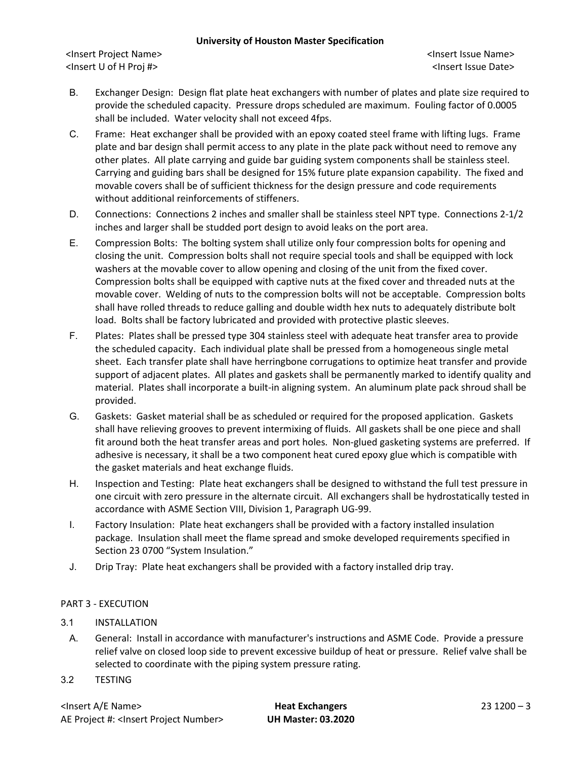B. Exchanger Design: Design flat plate heat exchangers with number of plates and plate size required to provide the scheduled capacity. Pressure drops scheduled are maximum. Fouling factor of 0.0005 shall be included. Water velocity shall not exceed 4fps.

C. Frame: Heat exchanger shall be provided with an epoxy coated steel frame with lifting lugs. Frame plate and bar design shall permit access to any plate in the plate pack without need to remove any other plates. All plate carrying and guide bar guiding system components shall be stainless steel. Carrying and guiding bars shall be designed for 15% future plate expansion capability. The fixed and movable covers shall be of sufficient thickness for the design pressure and code requirements without additional reinforcements of stiffeners.

D. Connections: Connections 2 inches and smaller shall be stainless steel NPT type. Connections 2-1/2 inches and larger shall be studded port design to avoid leaks on the port area.

E. Compression Bolts: The bolting system shall utilize only four compression bolts for opening and closing the unit. Compression bolts shall not require special tools and shall be equipped with lock washers at the movable cover to allow opening and closing of the unit from the fixed cover. Compression bolts shall be equipped with captive nuts at the fixed cover and threaded nuts at the movable cover. Welding of nuts to the compression bolts will not be acceptable. Compression bolts shall have rolled threads to reduce galling and double width hex nuts to adequately distribute bolt load. Bolts shall be factory lubricated and provided with protective plastic sleeves.

F. Plates: Plates shall be pressed type 304 stainless steel with adequate heat transfer area to provide the scheduled capacity. Each individual plate shall be pressed from a homogeneous single metal sheet. Each transfer plate shall have herringbone corrugations to optimize heat transfer and provide support of adjacent plates. All plates and gaskets shall be permanently marked to identify quality and material. Plates shall incorporate a built-in aligning system. An aluminum plate pack shroud shall be provided.

G. Gaskets: Gasket material shall be as scheduled or required for the proposed application. Gaskets shall have relieving grooves to prevent intermixing of fluids. All gaskets shall be one piece and shall fit around both the heat transfer areas and port holes. Non-glued gasketing systems are preferred. If adhesive is necessary, it shall be a two component heat cured epoxy glue which is compatible with the gasket materials and heat exchange fluids.

H. Inspection and Testing: Plate heat exchangers shall be designed to withstand the full test pressure in one circuit with zero pressure in the alternate circuit. All exchangers shall be hydrostatically tested in accordance with ASME Section VIII, Division 1, Paragraph UG-99.

I. Factory Insulation: Plate heat exchangers shall be provided with a factory installed insulation package. Insulation shall meet the flame spread and smoke developed requirements specified in Section 23 0700 "System Insulation."

J. Drip Tray: Plate heat exchangers shall be provided with a factory installed drip tray.

## PART 3 - EXECUTION

### 3.1 INSTALLATION

A. General: Install in accordance with manufacturer's instructions and ASME Code. Provide a pressure relief valve on closed loop side to prevent excessive buildup of heat or pressure. Relief valve shall be selected to coordinate with the piping system pressure rating.

### 3.2 TESTING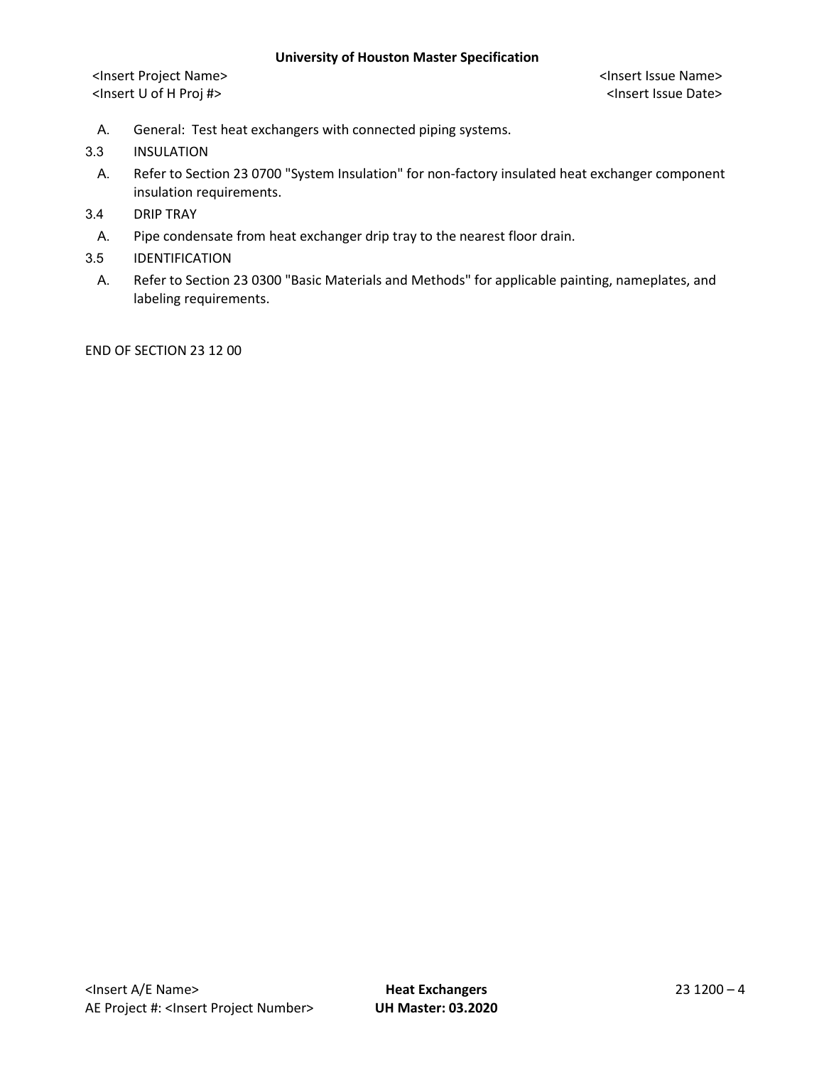A. General: Test heat exchangers with connected piping systems.

3.3 INSULATION

A. Refer to Section 23 0700 "System Insulation" for non-factory insulated heat exchanger component insulation requirements.

3.4 DRIP TRAY

A. Pipe condensate from heat exchanger drip tray to the nearest floor drain.

3.5 IDENTIFICATION

A. Refer to Section 23 0300 "Basic Materials and Methods" for applicable painting, nameplates, and labeling requirements.

END OF SECTION 23 12 00